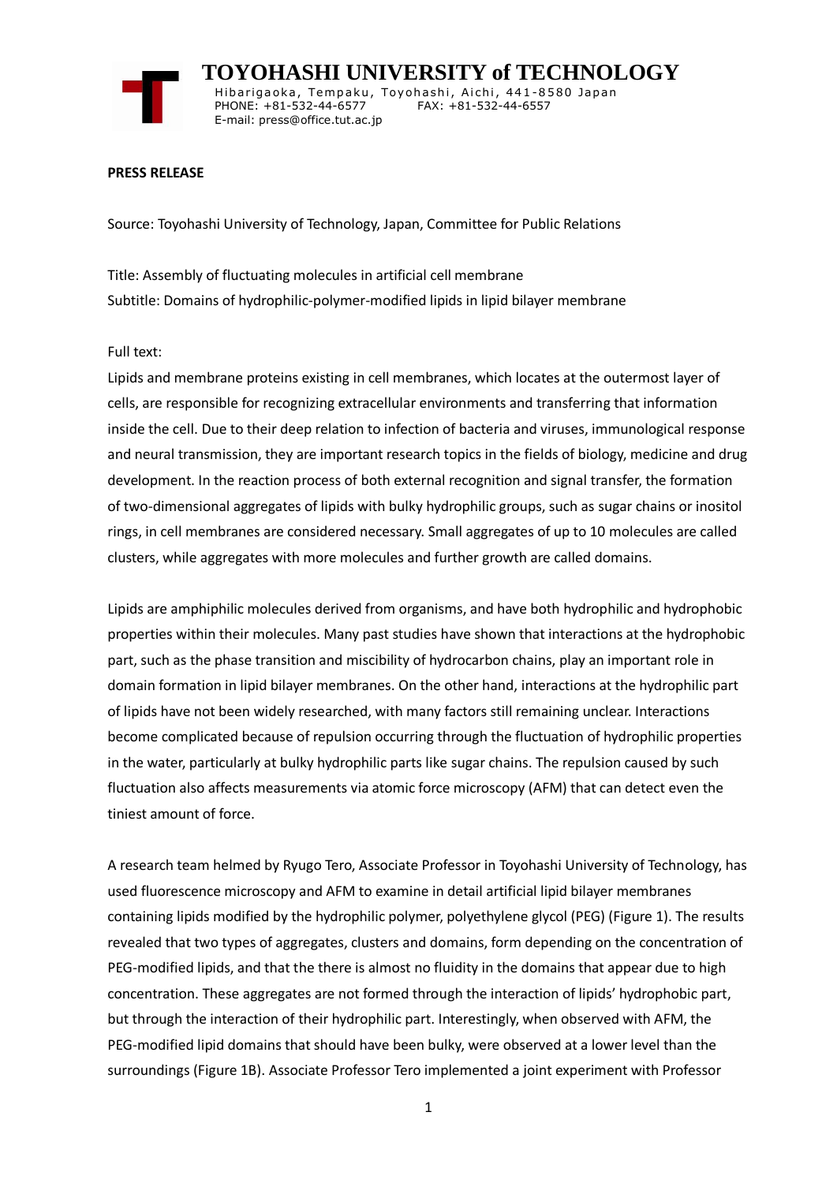# TOYOHASHI UNIVERSITY of TECHNOLOGY

Hibarigaoka, Tempaku, Toyohashi, Aichi, 441-8580 Japan
PHONE: +81-532-44-6577 FAX: +81-532-44-6557
E-mail: press@office.tut.ac.jp

**PRESS RELEASE**

Source: Toyohashi University of Technology, Japan, Committee for Public Relations

Title: Assembly of fluctuating molecules in artificial cell membrane
Subtitle: Domains of hydrophilic-polymer-modified lipids in lipid bilayer membrane

Full text:
Lipids and membrane proteins existing in cell membranes, which locates at the outermost layer of cells, are responsible for recognizing extracellular environments and transferring that information inside the cell. Due to their deep relation to infection of bacteria and viruses, immunological response and neural transmission, they are important research topics in the fields of biology, medicine and drug development. In the reaction process of both external recognition and signal transfer, the formation of two-dimensional aggregates of lipids with bulky hydrophilic groups, such as sugar chains or inositol rings, in cell membranes are considered necessary. Small aggregates of up to 10 molecules are called clusters, while aggregates with more molecules and further growth are called domains.

Lipids are amphiphilic molecules derived from organisms, and have both hydrophilic and hydrophobic properties within their molecules. Many past studies have shown that interactions at the hydrophobic part, such as the phase transition and miscibility of hydrocarbon chains, play an important role in domain formation in lipid bilayer membranes. On the other hand, interactions at the hydrophilic part of lipids have not been widely researched, with many factors still remaining unclear. Interactions become complicated because of repulsion occurring through the fluctuation of hydrophilic properties in the water, particularly at bulky hydrophilic parts like sugar chains. The repulsion caused by such fluctuation also affects measurements via atomic force microscopy (AFM) that can detect even the tiniest amount of force.

A research team helmed by Ryugo Tero, Associate Professor in Toyohashi University of Technology, has used fluorescence microscopy and AFM to examine in detail artificial lipid bilayer membranes containing lipids modified by the hydrophilic polymer, polyethylene glycol (PEG) (Figure 1). The results revealed that two types of aggregates, clusters and domains, form depending on the concentration of PEG-modified lipids, and that the there is almost no fluidity in the domains that appear due to high concentration. These aggregates are not formed through the interaction of lipids' hydrophobic part, but through the interaction of their hydrophilic part. Interestingly, when observed with AFM, the PEG-modified lipid domains that should have been bulky, were observed at a lower level than the surroundings (Figure 1B). Associate Professor Tero implemented a joint experiment with Professor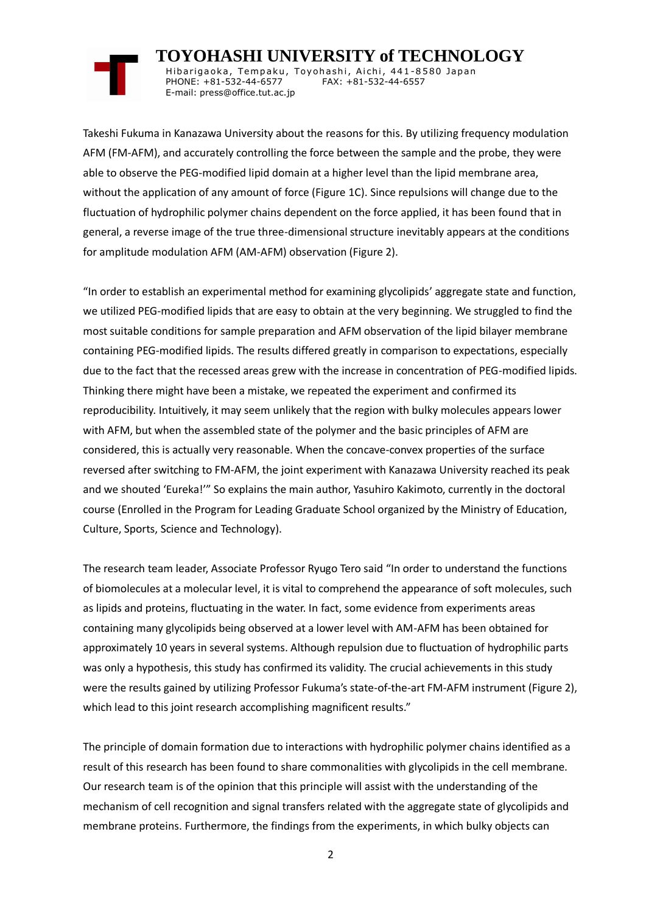Takeshi Fukuma in Kanazawa University about the reasons for this. By utilizing frequency modulation AFM (FM-AFM), and accurately controlling the force between the sample and the probe, they were able to observe the PEG-modified lipid domain at a higher level than the lipid membrane area, without the application of any amount of force (Figure 1C). Since repulsions will change due to the fluctuation of hydrophilic polymer chains dependent on the force applied, it has been found that in general, a reverse image of the true three-dimensional structure inevitably appears at the conditions for amplitude modulation AFM (AM-AFM) observation (Figure 2).

"In order to establish an experimental method for examining glycolipids' aggregate state and function, we utilized PEG-modified lipids that are easy to obtain at the very beginning. We struggled to find the most suitable conditions for sample preparation and AFM observation of the lipid bilayer membrane containing PEG-modified lipids. The results differed greatly in comparison to expectations, especially due to the fact that the recessed areas grew with the increase in concentration of PEG-modified lipids. Thinking there might have been a mistake, we repeated the experiment and confirmed its reproducibility. Intuitively, it may seem unlikely that the region with bulky molecules appears lower with AFM, but when the assembled state of the polymer and the basic principles of AFM are considered, this is actually very reasonable. When the concave-convex properties of the surface reversed after switching to FM-AFM, the joint experiment with Kanazawa University reached its peak and we shouted 'Eureka!'" So explains the main author, Yasuhiro Kakimoto, currently in the doctoral course (Enrolled in the Program for Leading Graduate School organized by the Ministry of Education, Culture, Sports, Science and Technology).

The research team leader, Associate Professor Ryugo Tero said "In order to understand the functions of biomolecules at a molecular level, it is vital to comprehend the appearance of soft molecules, such as lipids and proteins, fluctuating in the water. In fact, some evidence from experiments areas containing many glycolipids being observed at a lower level with AM-AFM has been obtained for approximately 10 years in several systems. Although repulsion due to fluctuation of hydrophilic parts was only a hypothesis, this study has confirmed its validity. The crucial achievements in this study were the results gained by utilizing Professor Fukuma's state-of-the-art FM-AFM instrument (Figure 2), which lead to this joint research accomplishing magnificent results."

The principle of domain formation due to interactions with hydrophilic polymer chains identified as a result of this research has been found to share commonalities with glycolipids in the cell membrane. Our research team is of the opinion that this principle will assist with the understanding of the mechanism of cell recognition and signal transfers related with the aggregate state of glycolipids and membrane proteins. Furthermore, the findings from the experiments, in which bulky objects can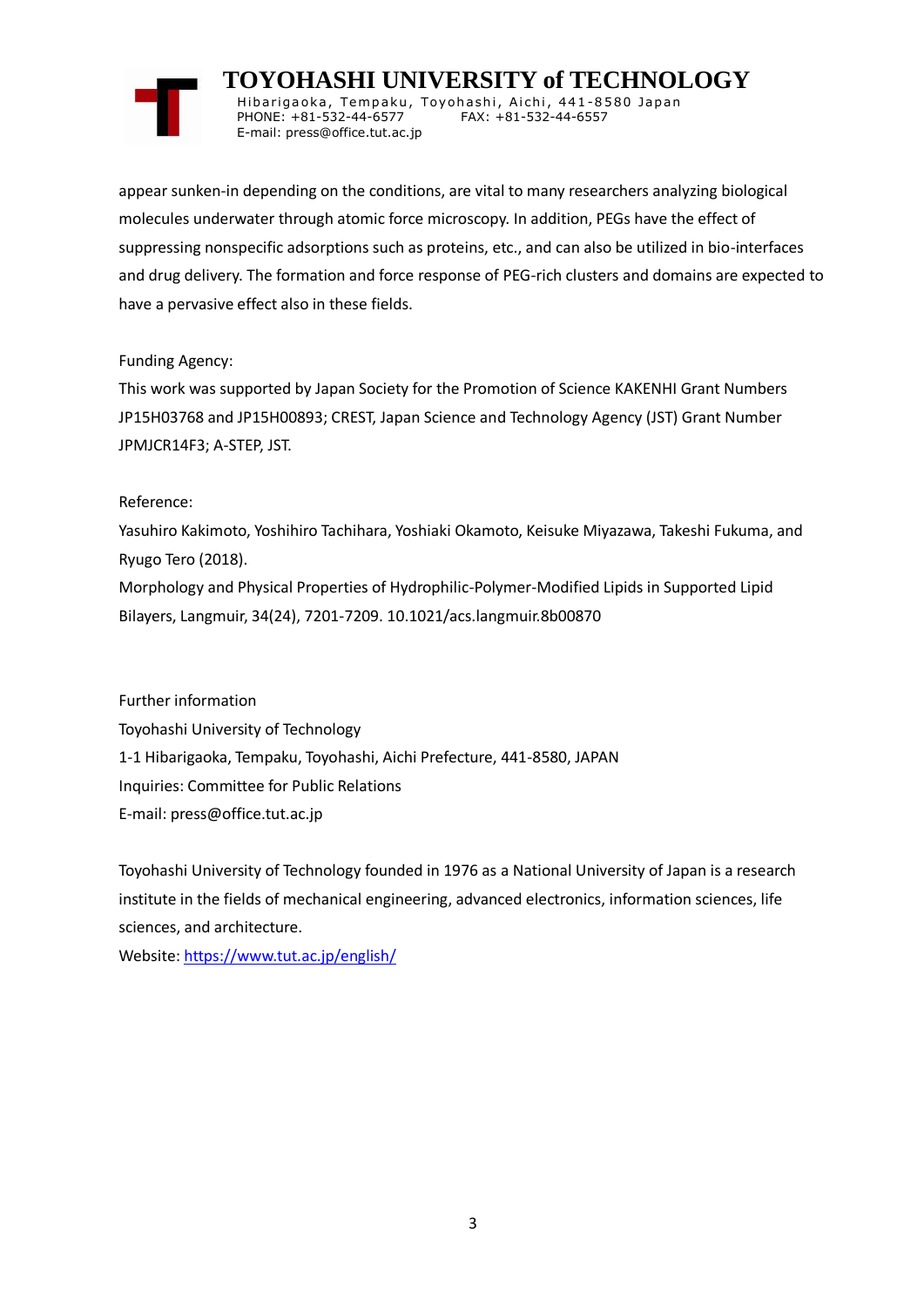appear sunken-in depending on the conditions, are vital to many researchers analyzing biological molecules underwater through atomic force microscopy. In addition, PEGs have the effect of suppressing nonspecific adsorptions such as proteins, etc., and can also be utilized in bio-interfaces and drug delivery. The formation and force response of PEG-rich clusters and domains are expected to have a pervasive effect also in these fields.

Funding Agency:

This work was supported by Japan Society for the Promotion of Science KAKENHI Grant Numbers JP15H03768 and JP15H00893; CREST, Japan Science and Technology Agency (JST) Grant Number JPMJCR14F3; A-STEP, JST.

Reference:

Yasuhiro Kakimoto, Yoshihiro Tachihara, Yoshiaki Okamoto, Keisuke Miyazawa, Takeshi Fukuma, and Ryugo Tero (2018).

Morphology and Physical Properties of Hydrophilic-Polymer-Modified Lipids in Supported Lipid Bilayers, Langmuir, 34(24), 7201-7209. 10.1021/acs.langmuir.8b00870

Further information

Toyohashi University of Technology

1-1 Hibarigaoka, Tempaku, Toyohashi, Aichi Prefecture, 441-8580, JAPAN

Inquiries: Committee for Public Relations

E-mail: press@office.tut.ac.jp

Toyohashi University of Technology founded in 1976 as a National University of Japan is a research institute in the fields of mechanical engineering, advanced electronics, information sciences, life sciences, and architecture.

Website: https://www.tut.ac.jp/english/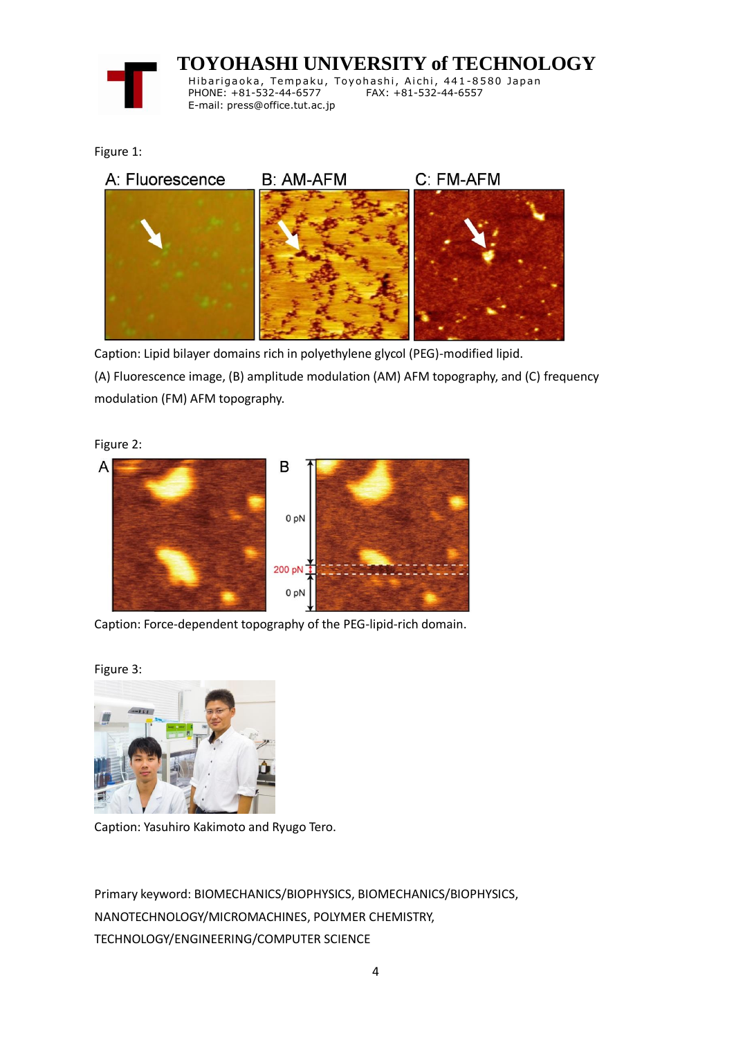Figure 1:

A: Fluorescence

B: AM-AFM

C: FM-AFM

Caption: Lipid bilayer domains rich in polyethylene glycol (PEG)-modified lipid.

(A) Fluorescence image, (B) amplitude modulation (AM) AFM topography, and (C) frequency modulation (FM) AFM topography.

Figure 2:

A

B

0 pN

200 pN

0 pN

Caption: Force-dependent topography of the PEG-lipid-rich domain.

Figure 3:

Caption: Yasuhiro Kakimoto and Ryugo Tero.

Primary keyword: BIOMECHANICS/BIOPHYSICS, BIOMECHANICS/BIOPHYSICS, NANOTECHNOLOGY/MICROMACHINES, POLYMER CHEMISTRY, TECHNOLOGY/ENGINEERING/COMPUTER SCIENCE